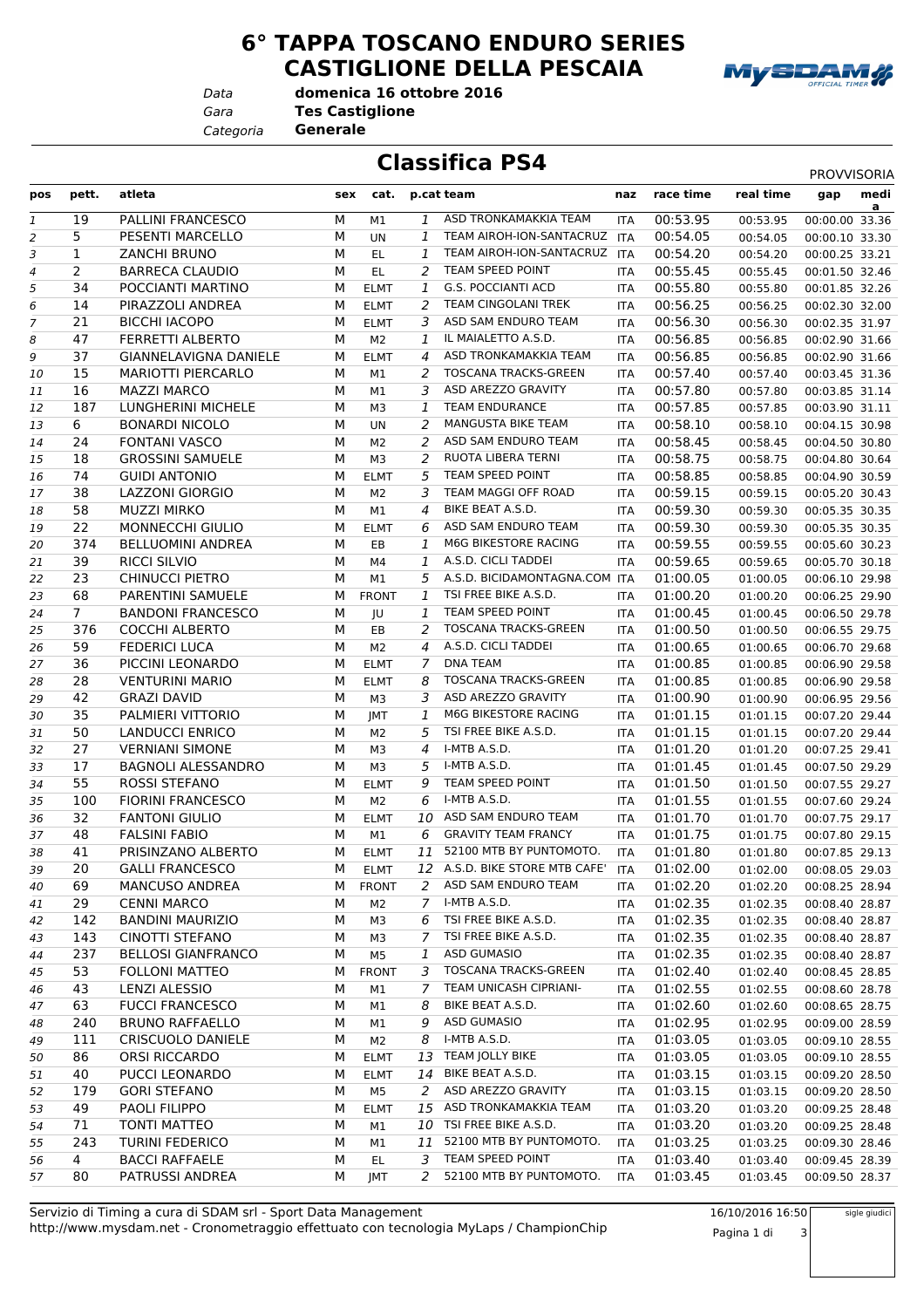# 6° TAPPA TOSCANO ENDURO SERIES
# CASTIGLIONE DELLA PESCAIA

*Data* **domenica 16 ottobre 2016**
*Gara* **Tes Castiglione**
*Categoria* **Generale**

## Classifica PS4

PROVVISORIA

| pos | pett. | atleta | sex | cat. | p.cat | team | naz | race time | real time | gap | media |
|---|---|---|---|---|---|---|---|---|---|---|---|
| 1 | 19 | PALLINI FRANCESCO | M | M1 | 1 | ASD TRONKAMAKKIA TEAM | ITA | 00:53.95 | 00:53.95 | 00:00.00 | 33.36 |
| 2 | 5 | PESENTI MARCELLO | M | UN | 1 | TEAM AIROH-ION-SANTACRUZ | ITA | 00:54.05 | 00:54.05 | 00:00.10 | 33.30 |
| 3 | 1 | ZANCHI BRUNO | M | EL | 1 | TEAM AIROH-ION-SANTACRUZ | ITA | 00:54.20 | 00:54.20 | 00:00.25 | 33.21 |
| 4 | 2 | BARRECA CLAUDIO | M | EL | 2 | TEAM SPEED POINT | ITA | 00:55.45 | 00:55.45 | 00:01.50 | 32.46 |
| 5 | 34 | POCCIANTI MARTINO | M | ELMT | 1 | G.S. POCCIANTI ACD | ITA | 00:55.80 | 00:55.80 | 00:01.85 | 32.26 |
| 6 | 14 | PIRAZZOLI ANDREA | M | ELMT | 2 | TEAM CINGOLANI TREK | ITA | 00:56.25 | 00:56.25 | 00:02.30 | 32.00 |
| 7 | 21 | BICCHI IACOPO | M | ELMT | 3 | ASD SAM ENDURO TEAM | ITA | 00:56.30 | 00:56.30 | 00:02.35 | 31.97 |
| 8 | 47 | FERRETTI ALBERTO | M | M2 | 1 | IL MAIALETTO A.S.D. | ITA | 00:56.85 | 00:56.85 | 00:02.90 | 31.66 |
| 9 | 37 | GIANNELAVIGNA DANIELE | M | ELMT | 4 | ASD TRONKAMAKKIA TEAM | ITA | 00:56.85 | 00:56.85 | 00:02.90 | 31.66 |
| 10 | 15 | MARIOTTI PIERCARLO | M | M1 | 2 | TOSCANA TRACKS-GREEN | ITA | 00:57.40 | 00:57.40 | 00:03.45 | 31.36 |
| 11 | 16 | MAZZI MARCO | M | M1 | 3 | ASD AREZZO GRAVITY | ITA | 00:57.80 | 00:57.80 | 00:03.85 | 31.14 |
| 12 | 187 | LUNGHERINI MICHELE | M | M3 | 1 | TEAM ENDURANCE | ITA | 00:57.85 | 00:57.85 | 00:03.90 | 31.11 |
| 13 | 6 | BONARDI NICOLO | M | UN | 2 | MANGUSTA BIKE TEAM | ITA | 00:58.10 | 00:58.10 | 00:04.15 | 30.98 |
| 14 | 24 | FONTANI VASCO | M | M2 | 2 | ASD SAM ENDURO TEAM | ITA | 00:58.45 | 00:58.45 | 00:04.50 | 30.80 |
| 15 | 18 | GROSSINI SAMUELE | M | M3 | 2 | RUOTA LIBERA TERNI | ITA | 00:58.75 | 00:58.75 | 00:04.80 | 30.64 |
| 16 | 74 | GUIDI ANTONIO | M | ELMT | 5 | TEAM SPEED POINT | ITA | 00:58.85 | 00:58.85 | 00:04.90 | 30.59 |
| 17 | 38 | LAZZONI GIORGIO | M | M2 | 3 | TEAM MAGGI OFF ROAD | ITA | 00:59.15 | 00:59.15 | 00:05.20 | 30.43 |
| 18 | 58 | MUZZI MIRKO | M | M1 | 4 | BIKE BEAT A.S.D. | ITA | 00:59.30 | 00:59.30 | 00:05.35 | 30.35 |
| 19 | 22 | MONNECCHI GIULIO | M | ELMT | 6 | ASD SAM ENDURO TEAM | ITA | 00:59.30 | 00:59.30 | 00:05.35 | 30.35 |
| 20 | 374 | BELLUOMINI ANDREA | M | EB | 1 | M6G BIKESTORE RACING | ITA | 00:59.55 | 00:59.55 | 00:05.60 | 30.23 |
| 21 | 39 | RICCI SILVIO | M | M4 | 1 | A.S.D. CICLI TADDEI | ITA | 00:59.65 | 00:59.65 | 00:05.70 | 30.18 |
| 22 | 23 | CHINUCCI PIETRO | M | M1 | 5 | A.S.D. BICIDAMONTAGNA.COM | ITA | 01:00.05 | 01:00.05 | 00:06.10 | 29.98 |
| 23 | 68 | PARENTINI SAMUELE | M | FRONT | 1 | TSI FREE BIKE A.S.D. | ITA | 01:00.20 | 01:00.20 | 00:06.25 | 29.90 |
| 24 | 7 | BANDONI FRANCESCO | M | JU | 1 | TEAM SPEED POINT | ITA | 01:00.45 | 01:00.45 | 00:06.50 | 29.78 |
| 25 | 376 | COCCHI ALBERTO | M | EB | 2 | TOSCANA TRACKS-GREEN | ITA | 01:00.50 | 01:00.50 | 00:06.55 | 29.75 |
| 26 | 59 | FEDERICI LUCA | M | M2 | 4 | A.S.D. CICLI TADDEI | ITA | 01:00.65 | 01:00.65 | 00:06.70 | 29.68 |
| 27 | 36 | PICCINI LEONARDO | M | ELMT | 7 | DNA TEAM | ITA | 01:00.85 | 01:00.85 | 00:06.90 | 29.58 |
| 28 | 28 | VENTURINI MARIO | M | ELMT | 8 | TOSCANA TRACKS-GREEN | ITA | 01:00.85 | 01:00.85 | 00:06.90 | 29.58 |
| 29 | 42 | GRAZI DAVID | M | M3 | 3 | ASD AREZZO GRAVITY | ITA | 01:00.90 | 01:00.90 | 00:06.95 | 29.56 |
| 30 | 35 | PALMIERI VITTORIO | M | JMT | 1 | M6G BIKESTORE RACING | ITA | 01:01.15 | 01:01.15 | 00:07.20 | 29.44 |
| 31 | 50 | LANDUCCI ENRICO | M | M2 | 5 | TSI FREE BIKE A.S.D. | ITA | 01:01.15 | 01:01.15 | 00:07.20 | 29.44 |
| 32 | 27 | VERNIANI SIMONE | M | M3 | 4 | I-MTB A.S.D. | ITA | 01:01.20 | 01:01.20 | 00:07.25 | 29.41 |
| 33 | 17 | BAGNOLI ALESSANDRO | M | M3 | 5 | I-MTB A.S.D. | ITA | 01:01.45 | 01:01.45 | 00:07.50 | 29.29 |
| 34 | 55 | ROSSI STEFANO | M | ELMT | 9 | TEAM SPEED POINT | ITA | 01:01.50 | 01:01.50 | 00:07.55 | 29.27 |
| 35 | 100 | FIORINI FRANCESCO | M | M2 | 6 | I-MTB A.S.D. | ITA | 01:01.55 | 01:01.55 | 00:07.60 | 29.24 |
| 36 | 32 | FANTONI GIULIO | M | ELMT | 10 | ASD SAM ENDURO TEAM | ITA | 01:01.70 | 01:01.70 | 00:07.75 | 29.17 |
| 37 | 48 | FALSINI FABIO | M | M1 | 6 | GRAVITY TEAM FRANCY | ITA | 01:01.75 | 01:01.75 | 00:07.80 | 29.15 |
| 38 | 41 | PRISINZANO ALBERTO | M | ELMT | 11 | 52100 MTB BY PUNTOMOTO. | ITA | 01:01.80 | 01:01.80 | 00:07.85 | 29.13 |
| 39 | 20 | GALLI FRANCESCO | M | ELMT | 12 | A.S.D. BIKE STORE MTB CAFE' | ITA | 01:02.00 | 01:02.00 | 00:08.05 | 29.03 |
| 40 | 69 | MANCUSO ANDREA | M | FRONT | 2 | ASD SAM ENDURO TEAM | ITA | 01:02.20 | 01:02.20 | 00:08.25 | 28.94 |
| 41 | 29 | CENNI MARCO | M | M2 | 7 | I-MTB A.S.D. | ITA | 01:02.35 | 01:02.35 | 00:08.40 | 28.87 |
| 42 | 142 | BANDINI MAURIZIO | M | M3 | 6 | TSI FREE BIKE A.S.D. | ITA | 01:02.35 | 01:02.35 | 00:08.40 | 28.87 |
| 43 | 143 | CINOTTI STEFANO | M | M3 | 7 | TSI FREE BIKE A.S.D. | ITA | 01:02.35 | 01:02.35 | 00:08.40 | 28.87 |
| 44 | 237 | BELLOSI GIANFRANCO | M | M5 | 1 | ASD GUMASIO | ITA | 01:02.35 | 01:02.35 | 00:08.40 | 28.87 |
| 45 | 53 | FOLLONI MATTEO | M | FRONT | 3 | TOSCANA TRACKS-GREEN | ITA | 01:02.40 | 01:02.40 | 00:08.45 | 28.85 |
| 46 | 43 | LENZI ALESSIO | M | M1 | 7 | TEAM UNICASH CIPRIANI- | ITA | 01:02.55 | 01:02.55 | 00:08.60 | 28.78 |
| 47 | 63 | FUCCI FRANCESCO | M | M1 | 8 | BIKE BEAT A.S.D. | ITA | 01:02.60 | 01:02.60 | 00:08.65 | 28.75 |
| 48 | 240 | BRUNO RAFFAELLO | M | M1 | 9 | ASD GUMASIO | ITA | 01:02.95 | 01:02.95 | 00:09.00 | 28.59 |
| 49 | 111 | CRISCUOLO DANIELE | M | M2 | 8 | I-MTB A.S.D. | ITA | 01:03.05 | 01:03.05 | 00:09.10 | 28.55 |
| 50 | 86 | ORSI RICCARDO | M | ELMT | 13 | TEAM JOLLY BIKE | ITA | 01:03.05 | 01:03.05 | 00:09.10 | 28.55 |
| 51 | 40 | PUCCI LEONARDO | M | ELMT | 14 | BIKE BEAT A.S.D. | ITA | 01:03.15 | 01:03.15 | 00:09.20 | 28.50 |
| 52 | 179 | GORI STEFANO | M | M5 | 2 | ASD AREZZO GRAVITY | ITA | 01:03.15 | 01:03.15 | 00:09.20 | 28.50 |
| 53 | 49 | PAOLI FILIPPO | M | ELMT | 15 | ASD TRONKAMAKKIA TEAM | ITA | 01:03.20 | 01:03.20 | 00:09.25 | 28.48 |
| 54 | 71 | TONTI MATTEO | M | M1 | 10 | TSI FREE BIKE A.S.D. | ITA | 01:03.20 | 01:03.20 | 00:09.25 | 28.48 |
| 55 | 243 | TURINI FEDERICO | M | M1 | 11 | 52100 MTB BY PUNTOMOTO. | ITA | 01:03.25 | 01:03.25 | 00:09.30 | 28.46 |
| 56 | 4 | BACCI RAFFAELE | M | EL | 3 | TEAM SPEED POINT | ITA | 01:03.40 | 01:03.40 | 00:09.45 | 28.39 |
| 57 | 80 | PATRUSSI ANDREA | M | JMT | 2 | 52100 MTB BY PUNTOMOTO. | ITA | 01:03.45 | 01:03.45 | 00:09.50 | 28.37 |

Servizio di Timing a cura di SDAM srl - Sport Data Management
http://www.mysdam.net - Cronometraggio effettuato con tecnologia MyLaps / ChampionChip

16/10/2016 16:50

sigle giudici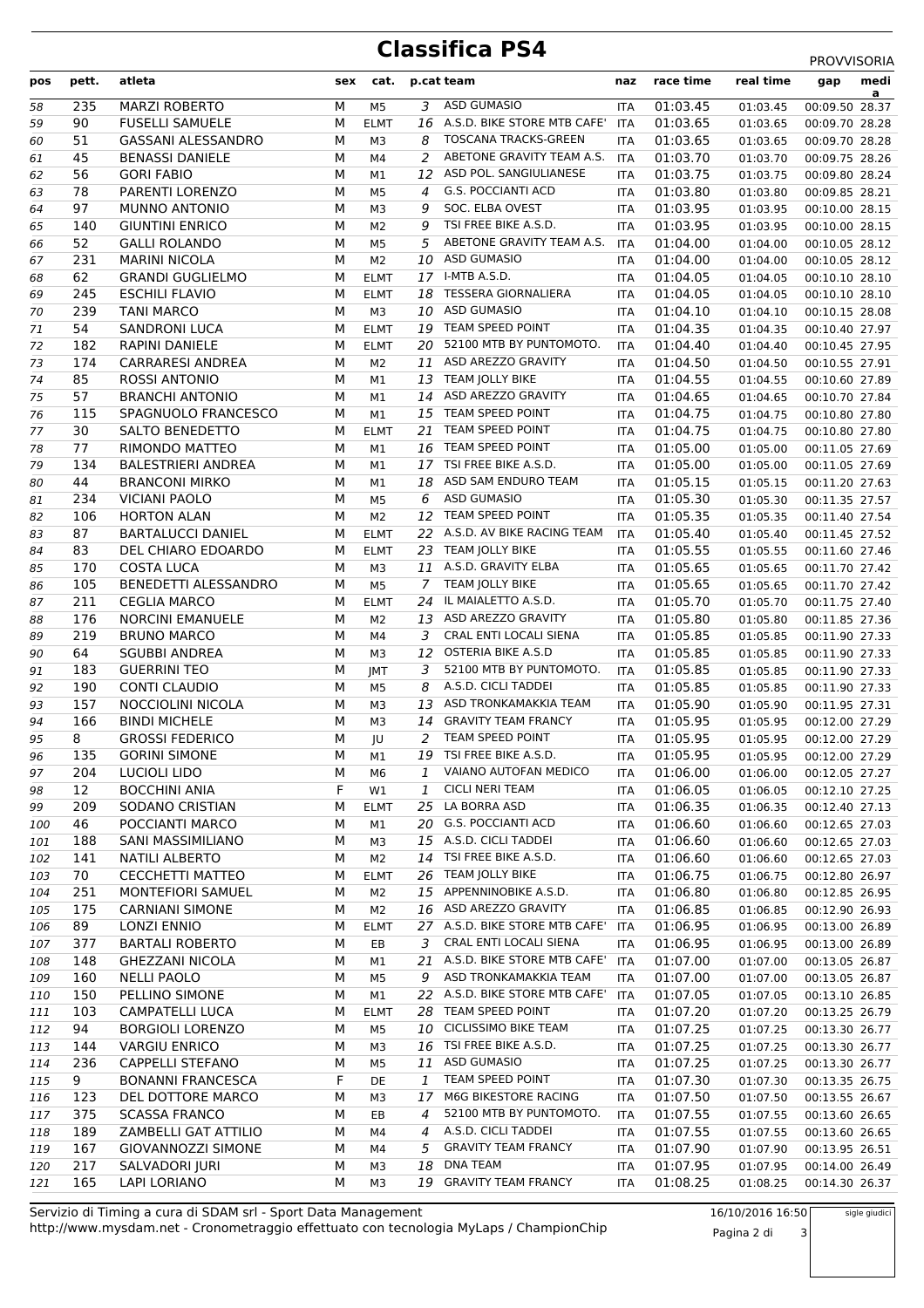# Classifica PS4

PROVVISORIA

| pos | pett. | atleta | sex | cat. | p.cat | team | naz | race time | real time | gap | media |
|---|---|---|---|---|---|---|---|---|---|---|---|
| 58 | 235 | MARZI ROBERTO | M | M5 | 3 | ASD GUMASIO | ITA | 01:03.45 | 01:03.45 | 00:09.50 | 28.37 |
| 59 | 90 | FUSELLI SAMUELE | M | ELMT | 16 | A.S.D. BIKE STORE MTB CAFE' | ITA | 01:03.65 | 01:03.65 | 00:09.70 | 28.28 |
| 60 | 51 | GASSANI ALESSANDRO | M | M3 | 8 | TOSCANA TRACKS-GREEN | ITA | 01:03.65 | 01:03.65 | 00:09.70 | 28.28 |
| 61 | 45 | BENASSI DANIELE | M | M4 | 2 | ABETONE GRAVITY TEAM A.S. | ITA | 01:03.70 | 01:03.70 | 00:09.75 | 28.26 |
| 62 | 56 | GORI FABIO | M | M1 | 12 | ASD POL. SANGIULIANESE | ITA | 01:03.75 | 01:03.75 | 00:09.80 | 28.24 |
| 63 | 78 | PARENTI LORENZO | M | M5 | 4 | G.S. POCCIANTI ACD | ITA | 01:03.80 | 01:03.80 | 00:09.85 | 28.21 |
| 64 | 97 | MUNNO ANTONIO | M | M3 | 9 | SOC. ELBA OVEST | ITA | 01:03.95 | 01:03.95 | 00:10.00 | 28.15 |
| 65 | 140 | GIUNTINI ENRICO | M | M2 | 9 | TSI FREE BIKE A.S.D. | ITA | 01:03.95 | 01:03.95 | 00:10.00 | 28.15 |
| 66 | 52 | GALLI ROLANDO | M | M5 | 5 | ABETONE GRAVITY TEAM A.S. | ITA | 01:04.00 | 01:04.00 | 00:10.05 | 28.12 |
| 67 | 231 | MARINI NICOLA | M | M2 | 10 | ASD GUMASIO | ITA | 01:04.00 | 01:04.00 | 00:10.05 | 28.12 |
| 68 | 62 | GRANDI GUGLIELMO | M | ELMT | 17 | I-MTB A.S.D. | ITA | 01:04.05 | 01:04.05 | 00:10.10 | 28.10 |
| 69 | 245 | ESCHILI FLAVIO | M | ELMT | 18 | TESSERA GIORNALIERA | ITA | 01:04.05 | 01:04.05 | 00:10.10 | 28.10 |
| 70 | 239 | TANI MARCO | M | M3 | 10 | ASD GUMASIO | ITA | 01:04.10 | 01:04.10 | 00:10.15 | 28.08 |
| 71 | 54 | SANDRONI LUCA | M | ELMT | 19 | TEAM SPEED POINT | ITA | 01:04.35 | 01:04.35 | 00:10.40 | 27.97 |
| 72 | 182 | RAPINI DANIELE | M | ELMT | 20 | 52100 MTB BY PUNTOMOTO. | ITA | 01:04.40 | 01:04.40 | 00:10.45 | 27.95 |
| 73 | 174 | CARRARESI ANDREA | M | M2 | 11 | ASD AREZZO GRAVITY | ITA | 01:04.50 | 01:04.50 | 00:10.55 | 27.91 |
| 74 | 85 | ROSSI ANTONIO | M | M1 | 13 | TEAM JOLLY BIKE | ITA | 01:04.55 | 01:04.55 | 00:10.60 | 27.89 |
| 75 | 57 | BRANCHI ANTONIO | M | M1 | 14 | ASD AREZZO GRAVITY | ITA | 01:04.65 | 01:04.65 | 00:10.70 | 27.84 |
| 76 | 115 | SPAGNUOLO FRANCESCO | M | M1 | 15 | TEAM SPEED POINT | ITA | 01:04.75 | 01:04.75 | 00:10.80 | 27.80 |
| 77 | 30 | SALTO BENEDETTO | M | ELMT | 21 | TEAM SPEED POINT | ITA | 01:04.75 | 01:04.75 | 00:10.80 | 27.80 |
| 78 | 77 | RIMONDO MATTEO | M | M1 | 16 | TEAM SPEED POINT | ITA | 01:05.00 | 01:05.00 | 00:11.05 | 27.69 |
| 79 | 134 | BALESTRIERI ANDREA | M | M1 | 17 | TSI FREE BIKE A.S.D. | ITA | 01:05.00 | 01:05.00 | 00:11.05 | 27.69 |
| 80 | 44 | BRANCONI MIRKO | M | M1 | 18 | ASD SAM ENDURO TEAM | ITA | 01:05.15 | 01:05.15 | 00:11.20 | 27.63 |
| 81 | 234 | VICIANI PAOLO | M | M5 | 6 | ASD GUMASIO | ITA | 01:05.30 | 01:05.30 | 00:11.35 | 27.57 |
| 82 | 106 | HORTON ALAN | M | M2 | 12 | TEAM SPEED POINT | ITA | 01:05.35 | 01:05.35 | 00:11.40 | 27.54 |
| 83 | 87 | BARTALUCCI DANIEL | M | ELMT | 22 | A.S.D. AV BIKE RACING TEAM | ITA | 01:05.40 | 01:05.40 | 00:11.45 | 27.52 |
| 84 | 83 | DEL CHIARO EDOARDO | M | ELMT | 23 | TEAM JOLLY BIKE | ITA | 01:05.55 | 01:05.55 | 00:11.60 | 27.46 |
| 85 | 170 | COSTA LUCA | M | M3 | 11 | A.S.D. GRAVITY ELBA | ITA | 01:05.65 | 01:05.65 | 00:11.70 | 27.42 |
| 86 | 105 | BENEDETTI ALESSANDRO | M | M5 | 7 | TEAM JOLLY BIKE | ITA | 01:05.65 | 01:05.65 | 00:11.70 | 27.42 |
| 87 | 211 | CEGLIA MARCO | M | ELMT | 24 | IL MAIALETTO A.S.D. | ITA | 01:05.70 | 01:05.70 | 00:11.75 | 27.40 |
| 88 | 176 | NORCINI EMANUELE | M | M2 | 13 | ASD AREZZO GRAVITY | ITA | 01:05.80 | 01:05.80 | 00:11.85 | 27.36 |
| 89 | 219 | BRUNO MARCO | M | M4 | 3 | CRAL ENTI LOCALI SIENA | ITA | 01:05.85 | 01:05.85 | 00:11.90 | 27.33 |
| 90 | 64 | SGUBBI ANDREA | M | M3 | 12 | OSTERIA BIKE A.S.D | ITA | 01:05.85 | 01:05.85 | 00:11.90 | 27.33 |
| 91 | 183 | GUERRINI TEO | M | JMT | 3 | 52100 MTB BY PUNTOMOTO. | ITA | 01:05.85 | 01:05.85 | 00:11.90 | 27.33 |
| 92 | 190 | CONTI CLAUDIO | M | M5 | 8 | A.S.D. CICLI TADDEI | ITA | 01:05.85 | 01:05.85 | 00:11.90 | 27.33 |
| 93 | 157 | NOCCIOLINI NICOLA | M | M3 | 13 | ASD TRONKAMAKKIA TEAM | ITA | 01:05.90 | 01:05.90 | 00:11.95 | 27.31 |
| 94 | 166 | BINDI MICHELE | M | M3 | 14 | GRAVITY TEAM FRANCY | ITA | 01:05.95 | 01:05.95 | 00:12.00 | 27.29 |
| 95 | 8 | GROSSI FEDERICO | M | JU | 2 | TEAM SPEED POINT | ITA | 01:05.95 | 01:05.95 | 00:12.00 | 27.29 |
| 96 | 135 | GORINI SIMONE | M | M1 | 19 | TSI FREE BIKE A.S.D. | ITA | 01:05.95 | 01:05.95 | 00:12.00 | 27.29 |
| 97 | 204 | LUCIOLI LIDO | M | M6 | 1 | VAIANO AUTOFAN MEDICO | ITA | 01:06.00 | 01:06.00 | 00:12.05 | 27.27 |
| 98 | 12 | BOCCHINI ANIA | F | W1 | 1 | CICLI NERI TEAM | ITA | 01:06.05 | 01:06.05 | 00:12.10 | 27.25 |
| 99 | 209 | SODANO CRISTIAN | M | ELMT | 25 | LA BORRA ASD | ITA | 01:06.35 | 01:06.35 | 00:12.40 | 27.13 |
| 100 | 46 | POCCIANTI MARCO | M | M1 | 20 | G.S. POCCIANTI ACD | ITA | 01:06.60 | 01:06.60 | 00:12.65 | 27.03 |
| 101 | 188 | SANI MASSIMILIANO | M | M3 | 15 | A.S.D. CICLI TADDEI | ITA | 01:06.60 | 01:06.60 | 00:12.65 | 27.03 |
| 102 | 141 | NATILI ALBERTO | M | M2 | 14 | TSI FREE BIKE A.S.D. | ITA | 01:06.60 | 01:06.60 | 00:12.65 | 27.03 |
| 103 | 70 | CECCHETTI MATTEO | M | ELMT | 26 | TEAM JOLLY BIKE | ITA | 01:06.75 | 01:06.75 | 00:12.80 | 26.97 |
| 104 | 251 | MONTEFIORI SAMUEL | M | M2 | 15 | APPENNINOBIKE A.S.D. | ITA | 01:06.80 | 01:06.80 | 00:12.85 | 26.95 |
| 105 | 175 | CARNIANI SIMONE | M | M2 | 16 | ASD AREZZO GRAVITY | ITA | 01:06.85 | 01:06.85 | 00:12.90 | 26.93 |
| 106 | 89 | LONZI ENNIO | M | ELMT | 27 | A.S.D. BIKE STORE MTB CAFE' | ITA | 01:06.95 | 01:06.95 | 00:13.00 | 26.89 |
| 107 | 377 | BARTALI ROBERTO | M | EB | 3 | CRAL ENTI LOCALI SIENA | ITA | 01:06.95 | 01:06.95 | 00:13.00 | 26.89 |
| 108 | 148 | GHEZZANI NICOLA | M | M1 | 21 | A.S.D. BIKE STORE MTB CAFE' | ITA | 01:07.00 | 01:07.00 | 00:13.05 | 26.87 |
| 109 | 160 | NELLI PAOLO | M | M5 | 9 | ASD TRONKAMAKKIA TEAM | ITA | 01:07.00 | 01:07.00 | 00:13.05 | 26.87 |
| 110 | 150 | PELLINO SIMONE | M | M1 | 22 | A.S.D. BIKE STORE MTB CAFE' | ITA | 01:07.05 | 01:07.05 | 00:13.10 | 26.85 |
| 111 | 103 | CAMPATELLI LUCA | M | ELMT | 28 | TEAM SPEED POINT | ITA | 01:07.20 | 01:07.20 | 00:13.25 | 26.79 |
| 112 | 94 | BORGIOLI LORENZO | M | M5 | 10 | CICLISSIMO BIKE TEAM | ITA | 01:07.25 | 01:07.25 | 00:13.30 | 26.77 |
| 113 | 144 | VARGIU ENRICO | M | M3 | 16 | TSI FREE BIKE A.S.D. | ITA | 01:07.25 | 01:07.25 | 00:13.30 | 26.77 |
| 114 | 236 | CAPPELLI STEFANO | M | M5 | 11 | ASD GUMASIO | ITA | 01:07.25 | 01:07.25 | 00:13.30 | 26.77 |
| 115 | 9 | BONANNI FRANCESCA | F | DE | 1 | TEAM SPEED POINT | ITA | 01:07.30 | 01:07.30 | 00:13.35 | 26.75 |
| 116 | 123 | DEL DOTTORE MARCO | M | M3 | 17 | M6G BIKESTORE RACING | ITA | 01:07.50 | 01:07.50 | 00:13.55 | 26.67 |
| 117 | 375 | SCASSA FRANCO | M | EB | 4 | 52100 MTB BY PUNTOMOTO. | ITA | 01:07.55 | 01:07.55 | 00:13.60 | 26.65 |
| 118 | 189 | ZAMBELLI GAT ATTILIO | M | M4 | 4 | A.S.D. CICLI TADDEI | ITA | 01:07.55 | 01:07.55 | 00:13.60 | 26.65 |
| 119 | 167 | GIOVANNOZZI SIMONE | M | M4 | 5 | GRAVITY TEAM FRANCY | ITA | 01:07.90 | 01:07.90 | 00:13.95 | 26.51 |
| 120 | 217 | SALVADORI JURI | M | M3 | 18 | DNA TEAM | ITA | 01:07.95 | 01:07.95 | 00:14.00 | 26.49 |
| 121 | 165 | LAPI LORIANO | M | M3 | 19 | GRAVITY TEAM FRANCY | ITA | 01:08.25 | 01:08.25 | 00:14.30 | 26.37 |

Servizio di Timing a cura di SDAM srl - Sport Data Management
http://www.mysdam.net - Cronometraggio effettuato con tecnologia MyLaps / ChampionChip

16/10/2016 16:50

sigle giudici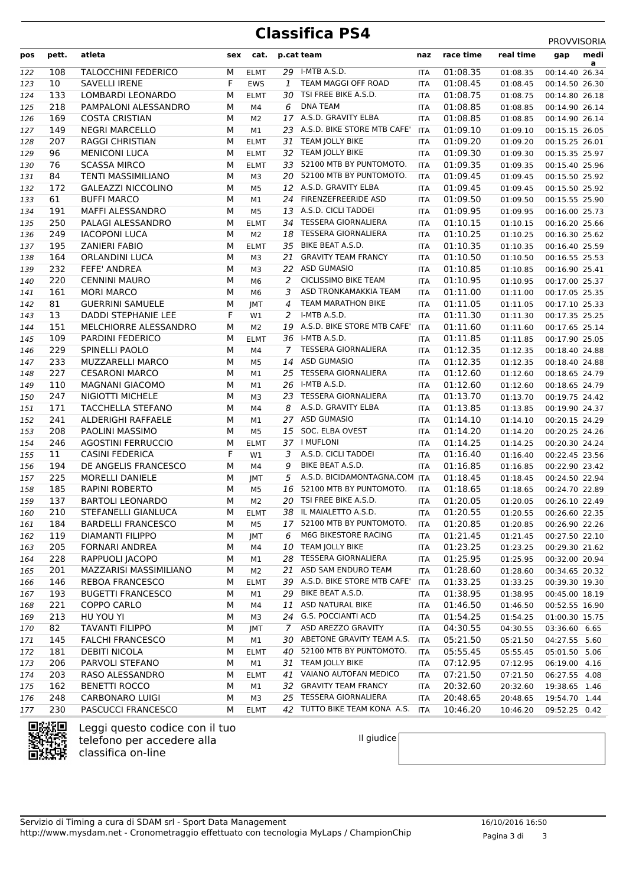# Classifica PS4

PROVVISORIA

| pos | pett. | atleta | sex | cat. | p.cat | team | naz | race time | real time | gap | media |
|---|---|---|---|---|---|---|---|---|---|---|---|
| 122 | 108 | TALOCCHINI FEDERICO | M | ELMT | 29 | I-MTB A.S.D. | ITA | 01:08.35 | 01:08.35 | 00:14.40 | 26.34 |
| 123 | 10 | SAVELLI IRENE | F | EWS | 1 | TEAM MAGGI OFF ROAD | ITA | 01:08.45 | 01:08.45 | 00:14.50 | 26.30 |
| 124 | 133 | LOMBARDI LEONARDO | M | ELMT | 30 | TSI FREE BIKE A.S.D. | ITA | 01:08.75 | 01:08.75 | 00:14.80 | 26.18 |
| 125 | 218 | PAMPALONI ALESSANDRO | M | M4 | 6 | DNA TEAM | ITA | 01:08.85 | 01:08.85 | 00:14.90 | 26.14 |
| 126 | 169 | COSTA CRISTIAN | M | M2 | 17 | A.S.D. GRAVITY ELBA | ITA | 01:08.85 | 01:08.85 | 00:14.90 | 26.14 |
| 127 | 149 | NEGRI MARCELLO | M | M1 | 23 | A.S.D. BIKE STORE MTB CAFE' | ITA | 01:09.10 | 01:09.10 | 00:15.15 | 26.05 |
| 128 | 207 | RAGGI CHRISTIAN | M | ELMT | 31 | TEAM JOLLY BIKE | ITA | 01:09.20 | 01:09.20 | 00:15.25 | 26.01 |
| 129 | 96 | MENICONI LUCA | M | ELMT | 32 | TEAM JOLLY BIKE | ITA | 01:09.30 | 01:09.30 | 00:15.35 | 25.97 |
| 130 | 76 | SCASSA MIRCO | M | ELMT | 33 | 52100 MTB BY PUNTOMOTO. | ITA | 01:09.35 | 01:09.35 | 00:15.40 | 25.96 |
| 131 | 84 | TENTI MASSIMILIANO | M | M3 | 20 | 52100 MTB BY PUNTOMOTO. | ITA | 01:09.45 | 01:09.45 | 00:15.50 | 25.92 |
| 132 | 172 | GALEAZZI NICCOLINO | M | M5 | 12 | A.S.D. GRAVITY ELBA | ITA | 01:09.45 | 01:09.45 | 00:15.50 | 25.92 |
| 133 | 61 | BUFFI MARCO | M | M1 | 24 | FIRENZEFREERIDE ASD | ITA | 01:09.50 | 01:09.50 | 00:15.55 | 25.90 |
| 134 | 191 | MAFFI ALESSANDRO | M | M5 | 13 | A.S.D. CICLI TADDEI | ITA | 01:09.95 | 01:09.95 | 00:16.00 | 25.73 |
| 135 | 250 | PALAGI ALESSANDRO | M | ELMT | 34 | TESSERA GIORNALIERA | ITA | 01:10.15 | 01:10.15 | 00:16.20 | 25.66 |
| 136 | 249 | IACOPONI LUCA | M | M2 | 18 | TESSERA GIORNALIERA | ITA | 01:10.25 | 01:10.25 | 00:16.30 | 25.62 |
| 137 | 195 | ZANIERI FABIO | M | ELMT | 35 | BIKE BEAT A.S.D. | ITA | 01:10.35 | 01:10.35 | 00:16.40 | 25.59 |
| 138 | 164 | ORLANDINI LUCA | M | M3 | 21 | GRAVITY TEAM FRANCY | ITA | 01:10.50 | 01:10.50 | 00:16.55 | 25.53 |
| 139 | 232 | FEFE' ANDREA | M | M3 | 22 | ASD GUMASIO | ITA | 01:10.85 | 01:10.85 | 00:16.90 | 25.41 |
| 140 | 220 | CENNINI MAURO | M | M6 | 2 | CICLISSIMO BIKE TEAM | ITA | 01:10.95 | 01:10.95 | 00:17.00 | 25.37 |
| 141 | 161 | MORI MARCO | M | M6 | 3 | ASD TRONKAMAKKIA TEAM | ITA | 01:11.00 | 01:11.00 | 00:17.05 | 25.35 |
| 142 | 81 | GUERRINI SAMUELE | M | JMT | 4 | TEAM MARATHON BIKE | ITA | 01:11.05 | 01:11.05 | 00:17.10 | 25.33 |
| 143 | 13 | DADDI STEPHANIE LEE | F | W1 | 2 | I-MTB A.S.D. | ITA | 01:11.30 | 01:11.30 | 00:17.35 | 25.25 |
| 144 | 151 | MELCHIORRE ALESSANDRO | M | M2 | 19 | A.S.D. BIKE STORE MTB CAFE' | ITA | 01:11.60 | 01:11.60 | 00:17.65 | 25.14 |
| 145 | 109 | PARDINI FEDERICO | M | ELMT | 36 | I-MTB A.S.D. | ITA | 01:11.85 | 01:11.85 | 00:17.90 | 25.05 |
| 146 | 229 | SPINELLI PAOLO | M | M4 | 7 | TESSERA GIORNALIERA | ITA | 01:12.35 | 01:12.35 | 00:18.40 | 24.88 |
| 147 | 233 | MUZZARELLI MARCO | M | M5 | 14 | ASD GUMASIO | ITA | 01:12.35 | 01:12.35 | 00:18.40 | 24.88 |
| 148 | 227 | CESARONI MARCO | M | M1 | 25 | TESSERA GIORNALIERA | ITA | 01:12.60 | 01:12.60 | 00:18.65 | 24.79 |
| 149 | 110 | MAGNANI GIACOMO | M | M1 | 26 | I-MTB A.S.D. | ITA | 01:12.60 | 01:12.60 | 00:18.65 | 24.79 |
| 150 | 247 | NIGIOTTI MICHELE | M | M3 | 23 | TESSERA GIORNALIERA | ITA | 01:13.70 | 01:13.70 | 00:19.75 | 24.42 |
| 151 | 171 | TACCHELLA STEFANO | M | M4 | 8 | A.S.D. GRAVITY ELBA | ITA | 01:13.85 | 01:13.85 | 00:19.90 | 24.37 |
| 152 | 241 | ALDERIGHI RAFFAELE | M | M1 | 27 | ASD GUMASIO | ITA | 01:14.10 | 01:14.10 | 00:20.15 | 24.29 |
| 153 | 208 | PAOLINI MASSIMO | M | M5 | 15 | SOC. ELBA OVEST | ITA | 01:14.20 | 01:14.20 | 00:20.25 | 24.26 |
| 154 | 246 | AGOSTINI FERRUCCIO | M | ELMT | 37 | I MUFLONI | ITA | 01:14.25 | 01:14.25 | 00:20.30 | 24.24 |
| 155 | 11 | CASINI FEDERICA | F | W1 | 3 | A.S.D. CICLI TADDEI | ITA | 01:16.40 | 01:16.40 | 00:22.45 | 23.56 |
| 156 | 194 | DE ANGELIS FRANCESCO | M | M4 | 9 | BIKE BEAT A.S.D. | ITA | 01:16.85 | 01:16.85 | 00:22.90 | 23.42 |
| 157 | 225 | MORELLI DANIELE | M | JMT | 5 | A.S.D. BICIDAMONTAGNA.COM | ITA | 01:18.45 | 01:18.45 | 00:24.50 | 22.94 |
| 158 | 185 | RAPINI ROBERTO | M | M5 | 16 | 52100 MTB BY PUNTOMOTO. | ITA | 01:18.65 | 01:18.65 | 00:24.70 | 22.89 |
| 159 | 137 | BARTOLI LEONARDO | M | M2 | 20 | TSI FREE BIKE A.S.D. | ITA | 01:20.05 | 01:20.05 | 00:26.10 | 22.49 |
| 160 | 210 | STEFANELLI GIANLUCA | M | ELMT | 38 | IL MAIALETTO A.S.D. | ITA | 01:20.55 | 01:20.55 | 00:26.60 | 22.35 |
| 161 | 184 | BARDELLI FRANCESCO | M | M5 | 17 | 52100 MTB BY PUNTOMOTO. | ITA | 01:20.85 | 01:20.85 | 00:26.90 | 22.26 |
| 162 | 119 | DIAMANTI FILIPPO | M | JMT | 6 | M6G BIKESTORE RACING | ITA | 01:21.45 | 01:21.45 | 00:27.50 | 22.10 |
| 163 | 205 | FORNARI ANDREA | M | M4 | 10 | TEAM JOLLY BIKE | ITA | 01:23.25 | 01:23.25 | 00:29.30 | 21.62 |
| 164 | 228 | RAPPUOLI JACOPO | M | M1 | 28 | TESSERA GIORNALIERA | ITA | 01:25.95 | 01:25.95 | 00:32.00 | 20.94 |
| 165 | 201 | MAZZARISI MASSIMILIANO | M | M2 | 21 | ASD SAM ENDURO TEAM | ITA | 01:28.60 | 01:28.60 | 00:34.65 | 20.32 |
| 166 | 146 | REBOA FRANCESCO | M | ELMT | 39 | A.S.D. BIKE STORE MTB CAFE' | ITA | 01:33.25 | 01:33.25 | 00:39.30 | 19.30 |
| 167 | 193 | BUGETTI FRANCESCO | M | M1 | 29 | BIKE BEAT A.S.D. | ITA | 01:38.95 | 01:38.95 | 00:45.00 | 18.19 |
| 168 | 221 | COPPO CARLO | M | M4 | 11 | ASD NATURAL BIKE | ITA | 01:46.50 | 01:46.50 | 00:52.55 | 16.90 |
| 169 | 213 | HU YOU YI | M | M3 | 24 | G.S. POCCIANTI ACD | ITA | 01:54.25 | 01:54.25 | 01:00.30 | 15.75 |
| 170 | 82 | TAVANTI FILIPPO | M | JMT | 7 | ASD AREZZO GRAVITY | ITA | 04:30.55 | 04:30.55 | 03:36.60 | 6.65 |
| 171 | 145 | FALCHI FRANCESCO | M | M1 | 30 | ABETONE GRAVITY TEAM A.S. | ITA | 05:21.50 | 05:21.50 | 04:27.55 | 5.60 |
| 172 | 181 | DEBITI NICOLA | M | ELMT | 40 | 52100 MTB BY PUNTOMOTO. | ITA | 05:55.45 | 05:55.45 | 05:01.50 | 5.06 |
| 173 | 206 | PARVOLI STEFANO | M | M1 | 31 | TEAM JOLLY BIKE | ITA | 07:12.95 | 07:12.95 | 06:19.00 | 4.16 |
| 174 | 203 | RASO ALESSANDRO | M | ELMT | 41 | VAIANO AUTOFAN MEDICO | ITA | 07:21.50 | 07:21.50 | 06:27.55 | 4.08 |
| 175 | 162 | BENETTI ROCCO | M | M1 | 32 | GRAVITY TEAM FRANCY | ITA | 20:32.60 | 20:32.60 | 19:38.65 | 1.46 |
| 176 | 248 | CARBONARO LUIGI | M | M3 | 25 | TESSERA GIORNALIERA | ITA | 20:48.65 | 20:48.65 | 19:54.70 | 1.44 |
| 177 | 230 | PASCUCCI FRANCESCO | M | ELMT | 42 | TUTTO BIKE TEAM KONA A.S. | ITA | 10:46.20 | 10:46.20 | 09:52.25 | 0.42 |

Leggi questo codice con il tuo telefono per accedere alla classifica on-line

Il giudice

Servizio di Timing a cura di SDAM srl - Sport Data Management
http://www.mysdam.net - Cronometraggio effettuato con tecnologia MyLaps / ChampionChip

16/10/2016 16:50